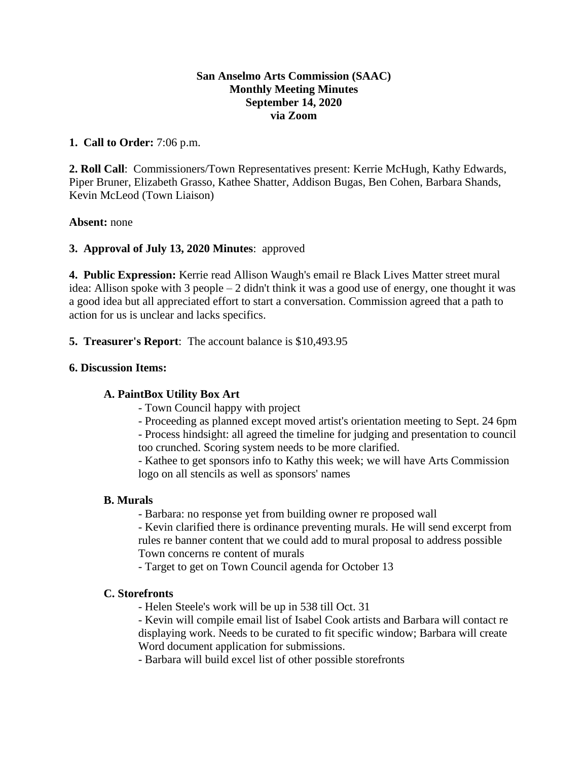**San Anselmo Arts Commission (SAAC)**
**Monthly Meeting Minutes**
**September 14, 2020**
**via Zoom**

**1. Call to Order:** 7:06 p.m.

**2. Roll Call**: Commissioners/Town Representatives present: Kerrie McHugh, Kathy Edwards, Piper Bruner, Elizabeth Grasso, Kathee Shatter, Addison Bugas, Ben Cohen, Barbara Shands, Kevin McLeod (Town Liaison)

**Absent:** none

**3. Approval of July 13, 2020 Minutes**: approved

**4. Public Expression:** Kerrie read Allison Waugh's email re Black Lives Matter street mural idea: Allison spoke with 3 people – 2 didn't think it was a good use of energy, one thought it was a good idea but all appreciated effort to start a conversation. Commission agreed that a path to action for us is unclear and lacks specifics.

**5. Treasurer's Report**: The account balance is $10,493.95

**6. Discussion Items:**

**A. PaintBox Utility Box Art**

- Town Council happy with project
- Proceeding as planned except moved artist's orientation meeting to Sept. 24 6pm
- Process hindsight: all agreed the timeline for judging and presentation to council too crunched. Scoring system needs to be more clarified.
- Kathee to get sponsors info to Kathy this week; we will have Arts Commission logo on all stencils as well as sponsors' names

**B. Murals**

- Barbara: no response yet from building owner re proposed wall
- Kevin clarified there is ordinance preventing murals. He will send excerpt from rules re banner content that we could add to mural proposal to address possible Town concerns re content of murals
- Target to get on Town Council agenda for October 13

**C. Storefronts**

- Helen Steele's work will be up in 538 till Oct. 31
- Kevin will compile email list of Isabel Cook artists and Barbara will contact re displaying work. Needs to be curated to fit specific window; Barbara will create Word document application for submissions.
- Barbara will build excel list of other possible storefronts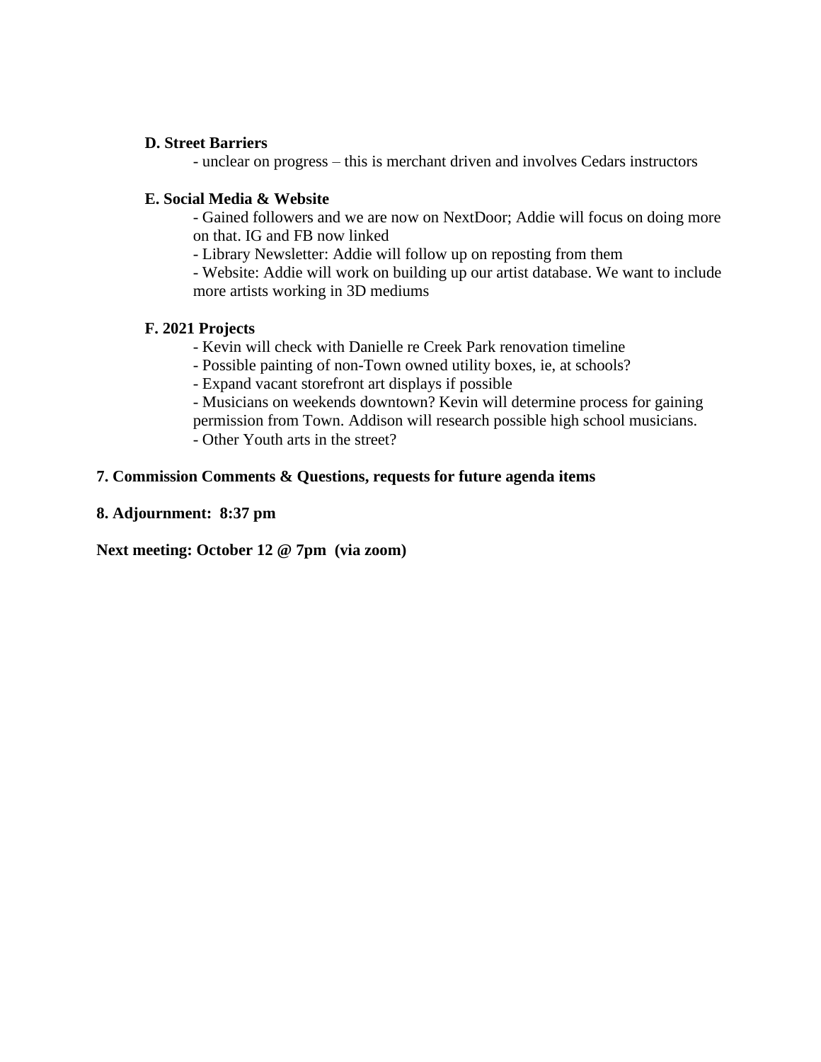**D. Street Barriers**

- unclear on progress – this is merchant driven and involves Cedars instructors

**E. Social Media & Website**

- Gained followers and we are now on NextDoor; Addie will focus on doing more on that. IG and FB now linked
- Library Newsletter: Addie will follow up on reposting from them
- Website: Addie will work on building up our artist database. We want to include more artists working in 3D mediums

**F. 2021 Projects**

- Kevin will check with Danielle re Creek Park renovation timeline
- Possible painting of non-Town owned utility boxes, ie, at schools?
- Expand vacant storefront art displays if possible
- Musicians on weekends downtown? Kevin will determine process for gaining permission from Town. Addison will research possible high school musicians.
- Other Youth arts in the street?

**7. Commission Comments & Questions, requests for future agenda items**

**8. Adjournment: 8:37 pm**

**Next meeting: October 12 @ 7pm (via zoom)**